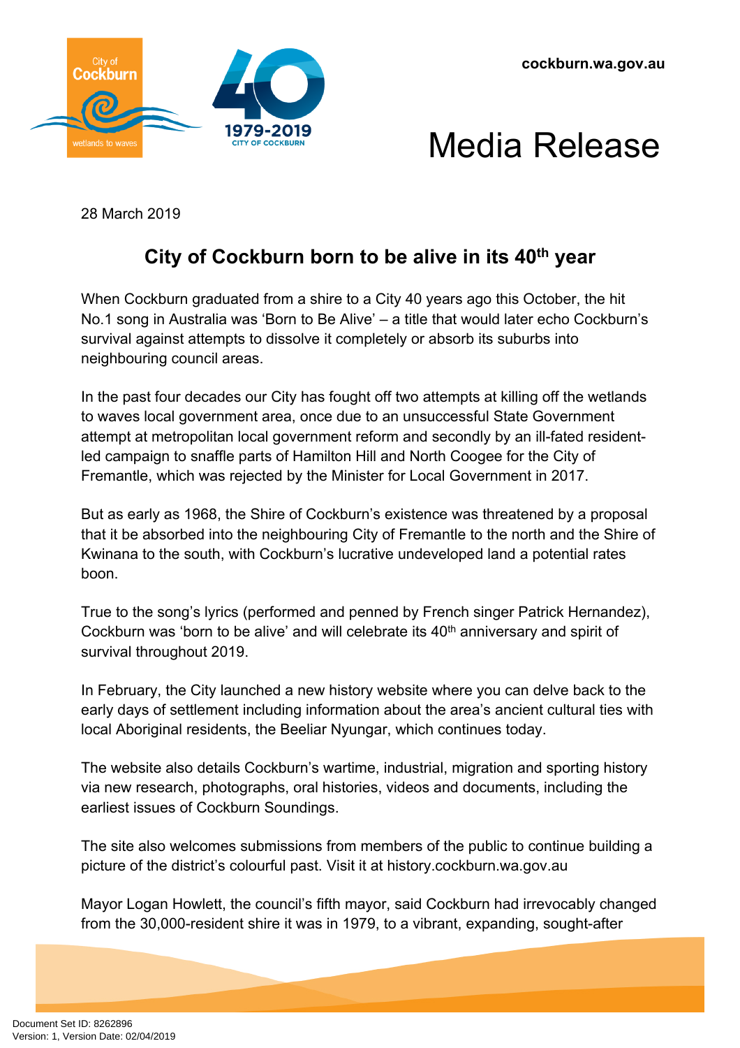cockburn.wa.gov.au

# Media Release

28 March 2019

## City of Cockburn born to be alive in its 40th year

When Cockburn graduated from a shire to a City 40 years ago this October, the hit No.1 song in Australia was 'Born to Be Alive' – a title that would later echo Cockburn's survival against attempts to dissolve it completely or absorb its suburbs into neighbouring council areas.

In the past four decades our City has fought off two attempts at killing off the wetlands to waves local government area, once due to an unsuccessful State Government attempt at metropolitan local government reform and secondly by an ill-fated resident-led campaign to snaffle parts of Hamilton Hill and North Coogee for the City of Fremantle, which was rejected by the Minister for Local Government in 2017.

But as early as 1968, the Shire of Cockburn's existence was threatened by a proposal that it be absorbed into the neighbouring City of Fremantle to the north and the Shire of Kwinana to the south, with Cockburn's lucrative undeveloped land a potential rates boon.

True to the song's lyrics (performed and penned by French singer Patrick Hernandez), Cockburn was 'born to be alive' and will celebrate its 40th anniversary and spirit of survival throughout 2019.

In February, the City launched a new history website where you can delve back to the early days of settlement including information about the area's ancient cultural ties with local Aboriginal residents, the Beeliar Nyungar, which continues today.

The website also details Cockburn's wartime, industrial, migration and sporting history via new research, photographs, oral histories, videos and documents, including the earliest issues of Cockburn Soundings.

The site also welcomes submissions from members of the public to continue building a picture of the district's colourful past. Visit it at history.cockburn.wa.gov.au

Mayor Logan Howlett, the council's fifth mayor, said Cockburn had irrevocably changed from the 30,000-resident shire it was in 1979, to a vibrant, expanding, sought-after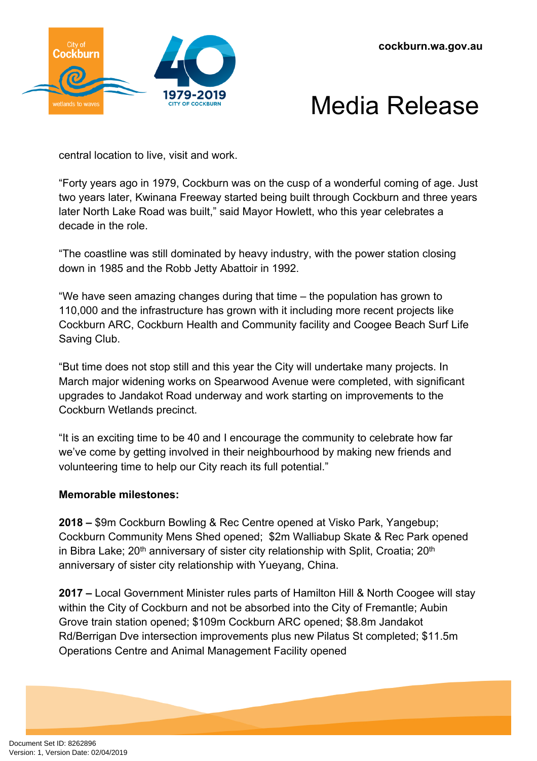central location to live, visit and work.

“Forty years ago in 1979, Cockburn was on the cusp of a wonderful coming of age. Just two years later, Kwinana Freeway started being built through Cockburn and three years later North Lake Road was built,” said Mayor Howlett, who this year celebrates a decade in the role.

“The coastline was still dominated by heavy industry, with the power station closing down in 1985 and the Robb Jetty Abattoir in 1992.

“We have seen amazing changes during that time – the population has grown to 110,000 and the infrastructure has grown with it including more recent projects like Cockburn ARC, Cockburn Health and Community facility and Coogee Beach Surf Life Saving Club.

“But time does not stop still and this year the City will undertake many projects. In March major widening works on Spearwood Avenue were completed, with significant upgrades to Jandakot Road underway and work starting on improvements to the Cockburn Wetlands precinct.

“It is an exciting time to be 40 and I encourage the community to celebrate how far we’ve come by getting involved in their neighbourhood by making new friends and volunteering time to help our City reach its full potential.”

**Memorable milestones:**

**2018 –** $9m Cockburn Bowling & Rec Centre opened at Visko Park, Yangebup; Cockburn Community Mens Shed opened; $2m Walliabup Skate & Rec Park opened in Bibra Lake; 20th anniversary of sister city relationship with Split, Croatia; 20th anniversary of sister city relationship with Yueyang, China.

**2017 –** Local Government Minister rules parts of Hamilton Hill & North Coogee will stay within the City of Cockburn and not be absorbed into the City of Fremantle; Aubin Grove train station opened; $109m Cockburn ARC opened; $8.8m Jandakot Rd/Berrigan Dve intersection improvements plus new Pilatus St completed; $11.5m Operations Centre and Animal Management Facility opened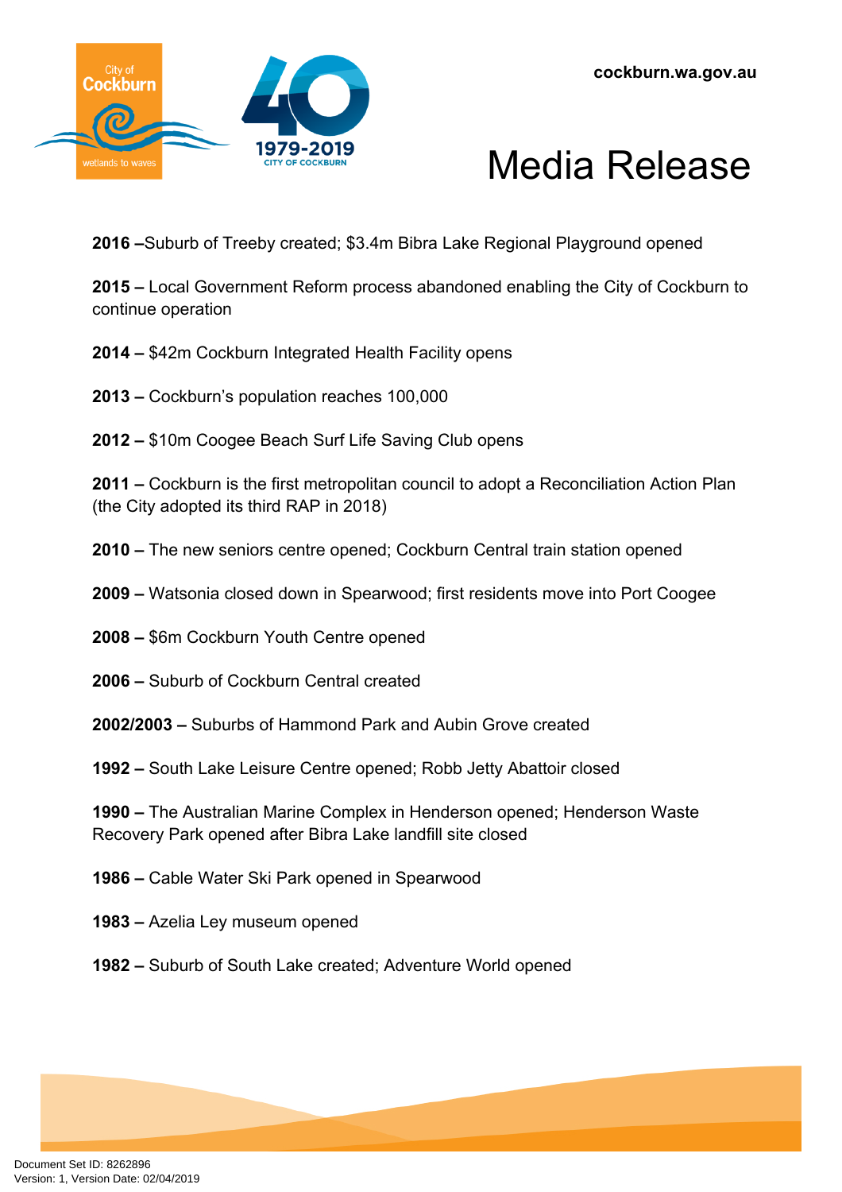**2016 –**Suburb of Treeby created; $3.4m Bibra Lake Regional Playground opened

**2015 –** Local Government Reform process abandoned enabling the City of Cockburn to continue operation

**2014 –** $42m Cockburn Integrated Health Facility opens

**2013 –** Cockburn's population reaches 100,000

**2012 –** $10m Coogee Beach Surf Life Saving Club opens

**2011 –** Cockburn is the first metropolitan council to adopt a Reconciliation Action Plan (the City adopted its third RAP in 2018)

**2010 –** The new seniors centre opened; Cockburn Central train station opened

**2009 –** Watsonia closed down in Spearwood; first residents move into Port Coogee

**2008 –** $6m Cockburn Youth Centre opened

**2006 –** Suburb of Cockburn Central created

**2002/2003 –** Suburbs of Hammond Park and Aubin Grove created

**1992 –** South Lake Leisure Centre opened; Robb Jetty Abattoir closed

**1990 –** The Australian Marine Complex in Henderson opened; Henderson Waste Recovery Park opened after Bibra Lake landfill site closed

**1986 –** Cable Water Ski Park opened in Spearwood

**1983 –** Azelia Ley museum opened

**1982 –** Suburb of South Lake created; Adventure World opened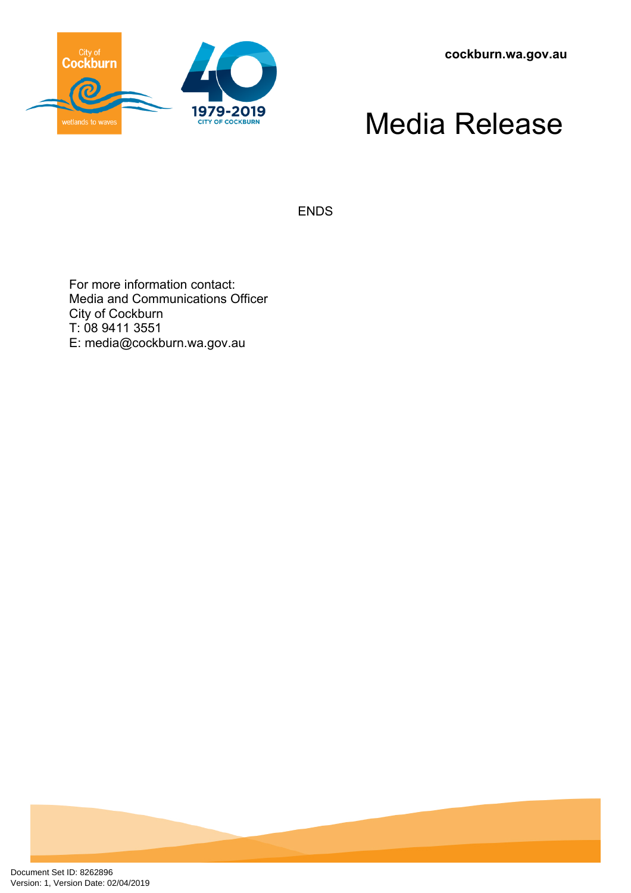cockburn.wa.gov.au

# Media Release

ENDS

For more information contact:
Media and Communications Officer
City of Cockburn
T: 08 9411 3551
E: media@cockburn.wa.gov.au

Document Set ID: 8262896
Version: 1, Version Date: 02/04/2019